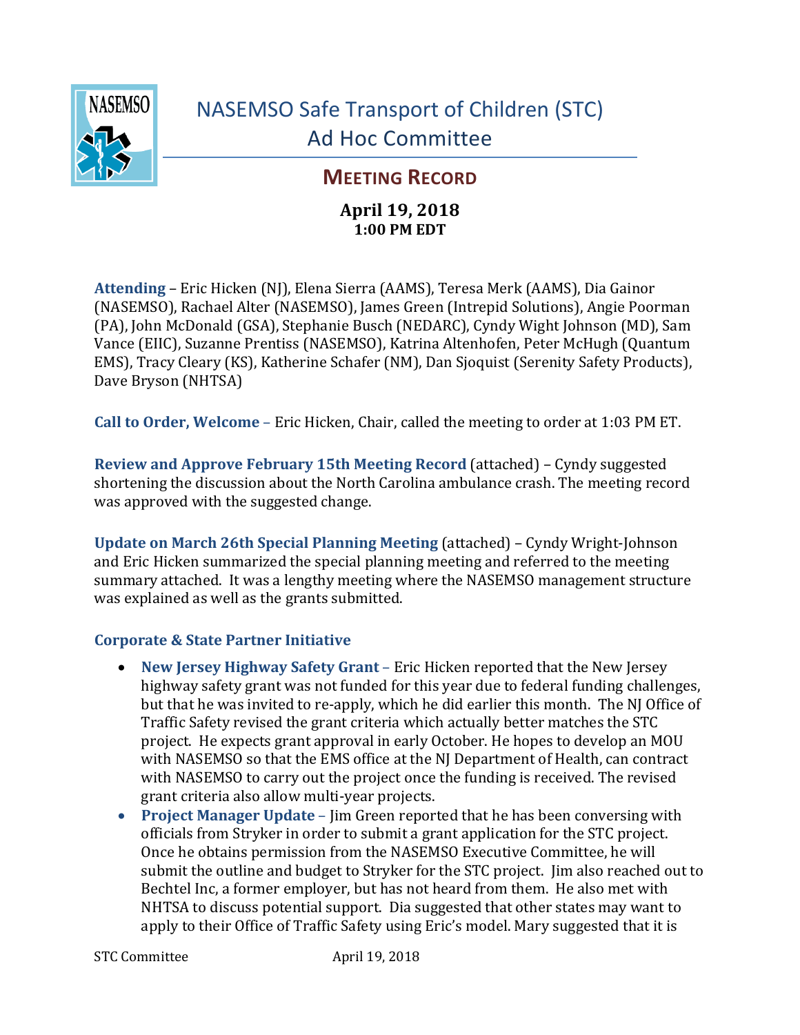# NASEMSO Safe Transport of Children (STC) Ad Hoc Committee

## MEETING RECORD

**April 19, 2018**
**1:00 PM EDT**

**Attending** – Eric Hicken (NJ), Elena Sierra (AAMS), Teresa Merk (AAMS), Dia Gainor (NASEMSO), Rachael Alter (NASEMSO), James Green (Intrepid Solutions), Angie Poorman (PA), John McDonald (GSA), Stephanie Busch (NEDARC), Cyndy Wight Johnson (MD), Sam Vance (EIIC), Suzanne Prentiss (NASEMSO), Katrina Altenhofen, Peter McHugh (Quantum EMS), Tracy Cleary (KS), Katherine Schafer (NM), Dan Sjoquist (Serenity Safety Products), Dave Bryson (NHTSA)

**Call to Order, Welcome** – Eric Hicken, Chair, called the meeting to order at 1:03 PM ET.

**Review and Approve February 15th Meeting Record** (attached) – Cyndy suggested shortening the discussion about the North Carolina ambulance crash. The meeting record was approved with the suggested change.

**Update on March 26th Special Planning Meeting** (attached) – Cyndy Wright-Johnson and Eric Hicken summarized the special planning meeting and referred to the meeting summary attached. It was a lengthy meeting where the NASEMSO management structure was explained as well as the grants submitted.

### Corporate & State Partner Initiative

- **New Jersey Highway Safety Grant** – Eric Hicken reported that the New Jersey highway safety grant was not funded for this year due to federal funding challenges, but that he was invited to re-apply, which he did earlier this month. The NJ Office of Traffic Safety revised the grant criteria which actually better matches the STC project. He expects grant approval in early October. He hopes to develop an MOU with NASEMSO so that the EMS office at the NJ Department of Health, can contract with NASEMSO to carry out the project once the funding is received. The revised grant criteria also allow multi-year projects.
- **Project Manager Update** – Jim Green reported that he has been conversing with officials from Stryker in order to submit a grant application for the STC project. Once he obtains permission from the NASEMSO Executive Committee, he will submit the outline and budget to Stryker for the STC project. Jim also reached out to Bechtel Inc, a former employer, but has not heard from them. He also met with NHTSA to discuss potential support. Dia suggested that other states may want to apply to their Office of Traffic Safety using Eric's model. Mary suggested that it is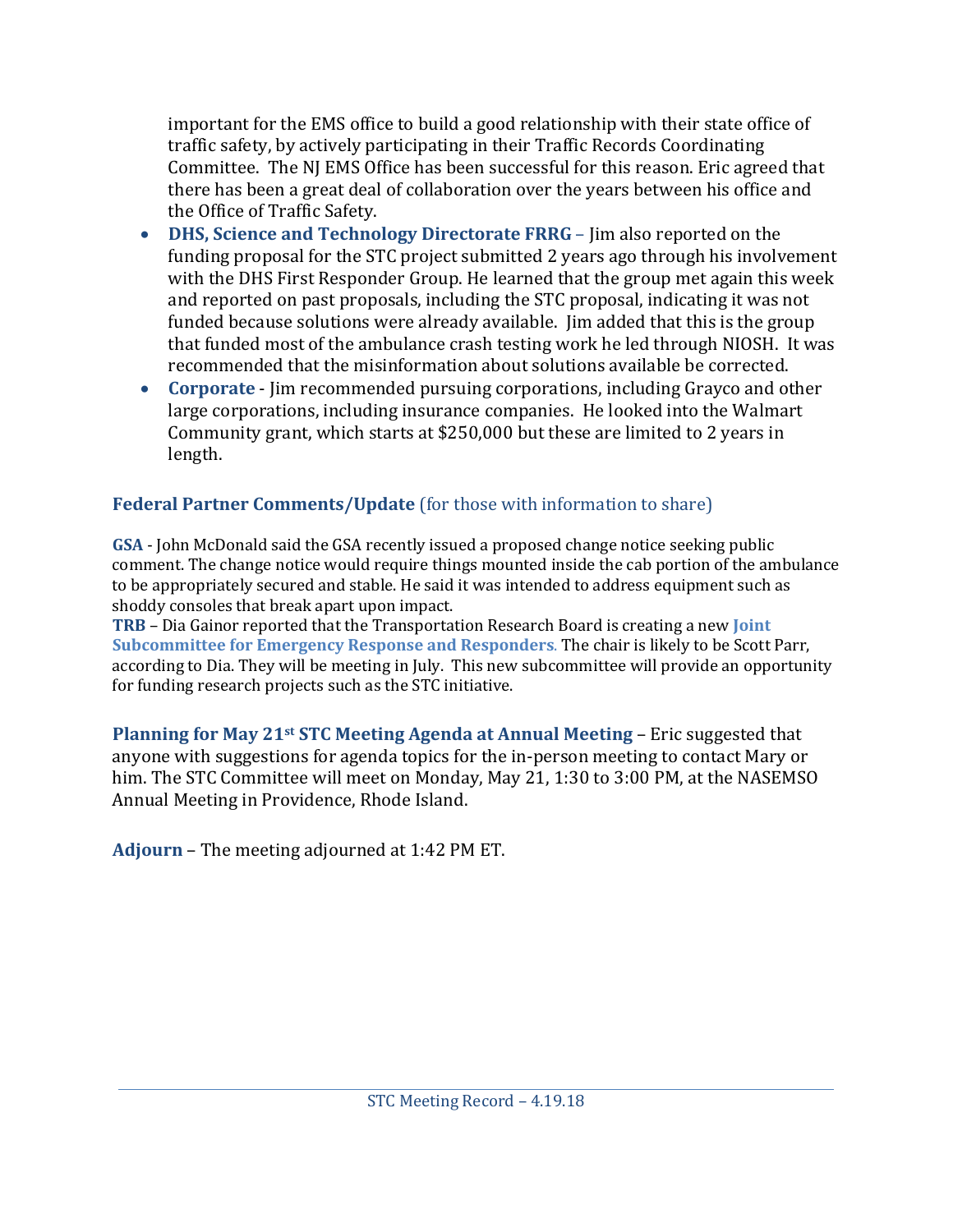important for the EMS office to build a good relationship with their state office of traffic safety, by actively participating in their Traffic Records Coordinating Committee. The NJ EMS Office has been successful for this reason. Eric agreed that there has been a great deal of collaboration over the years between his office and the Office of Traffic Safety.

- **DHS, Science and Technology Directorate FRRG** – Jim also reported on the funding proposal for the STC project submitted 2 years ago through his involvement with the DHS First Responder Group. He learned that the group met again this week and reported on past proposals, including the STC proposal, indicating it was not funded because solutions were already available. Jim added that this is the group that funded most of the ambulance crash testing work he led through NIOSH. It was recommended that the misinformation about solutions available be corrected.
- **Corporate** - Jim recommended pursuing corporations, including Grayco and other large corporations, including insurance companies. He looked into the Walmart Community grant, which starts at $250,000 but these are limited to 2 years in length.

### **Federal Partner Comments/Update** (for those with information to share)

**GSA** - John McDonald said the GSA recently issued a proposed change notice seeking public comment. The change notice would require things mounted inside the cab portion of the ambulance to be appropriately secured and stable. He said it was intended to address equipment such as shoddy consoles that break apart upon impact.

**TRB** – Dia Gainor reported that the Transportation Research Board is creating a new **Joint Subcommittee for Emergency Response and Responders**. The chair is likely to be Scott Parr, according to Dia. They will be meeting in July. This new subcommittee will provide an opportunity for funding research projects such as the STC initiative.

**Planning for May 21st STC Meeting Agenda at Annual Meeting** – Eric suggested that anyone with suggestions for agenda topics for the in-person meeting to contact Mary or him. The STC Committee will meet on Monday, May 21, 1:30 to 3:00 PM, at the NASEMSO Annual Meeting in Providence, Rhode Island.

**Adjourn** – The meeting adjourned at 1:42 PM ET.